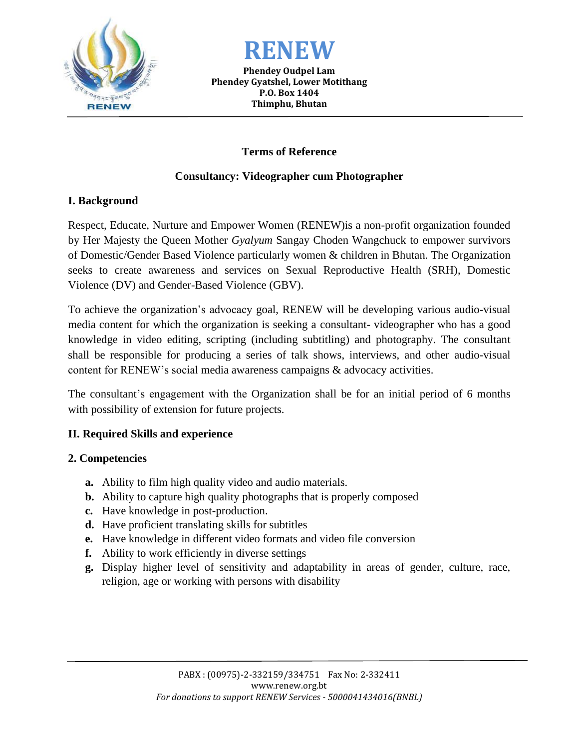# RENEW

**Phendey Oudpel Lam**
**Phendey Gyatshel, Lower Motithang**
**P.O. Box 1404**
**Thimphu, Bhutan**

## Terms of Reference

### Consultancy: Videographer cum Photographer

### I. Background

Respect, Educate, Nurture and Empower Women (RENEW)is a non-profit organization founded by Her Majesty the Queen Mother *Gyalyum* Sangay Choden Wangchuck to empower survivors of Domestic/Gender Based Violence particularly women & children in Bhutan. The Organization seeks to create awareness and services on Sexual Reproductive Health (SRH), Domestic Violence (DV) and Gender-Based Violence (GBV).

To achieve the organization's advocacy goal, RENEW will be developing various audio-visual media content for which the organization is seeking a consultant- videographer who has a good knowledge in video editing, scripting (including subtitling) and photography. The consultant shall be responsible for producing a series of talk shows, interviews, and other audio-visual content for RENEW's social media awareness campaigns & advocacy activities.

The consultant's engagement with the Organization shall be for an initial period of 6 months with possibility of extension for future projects.

### II. Required Skills and experience

### 2. Competencies

- **a.** Ability to film high quality video and audio materials.
- **b.** Ability to capture high quality photographs that is properly composed
- **c.** Have knowledge in post-production.
- **d.** Have proficient translating skills for subtitles
- **e.** Have knowledge in different video formats and video file conversion
- **f.** Ability to work efficiently in diverse settings
- **g.** Display higher level of sensitivity and adaptability in areas of gender, culture, race, religion, age or working with persons with disability

PABX : (00975)-2-332159/334751 Fax No: 2-332411
www.renew.org.bt
*For donations to support RENEW Services - 5000041434016(BNBL)*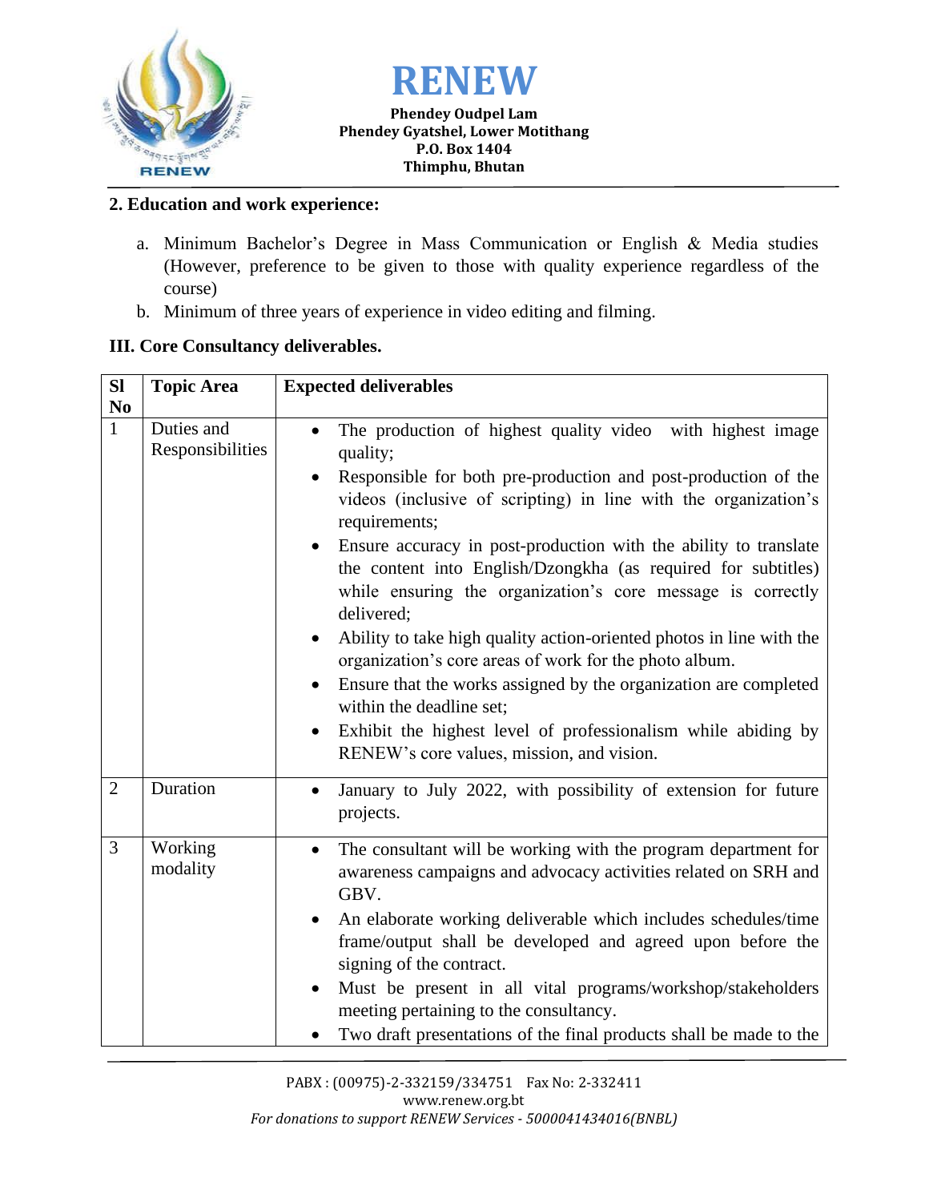**2. Education and work experience:**

a. Minimum Bachelor's Degree in Mass Communication or English & Media studies (However, preference to be given to those with quality experience regardless of the course)

b. Minimum of three years of experience in video editing and filming.

**III. Core Consultancy deliverables.**

| Sl No | Topic Area | Expected deliverables |
|---|---|---|
| 1 | Duties and Responsibilities | • The production of highest quality video with highest image quality;<br>• Responsible for both pre-production and post-production of the videos (inclusive of scripting) in line with the organization's requirements;<br>• Ensure accuracy in post-production with the ability to translate the content into English/Dzongkha (as required for subtitles) while ensuring the organization's core message is correctly delivered;<br>• Ability to take high quality action-oriented photos in line with the organization's core areas of work for the photo album.<br>• Ensure that the works assigned by the organization are completed within the deadline set;<br>• Exhibit the highest level of professionalism while abiding by RENEW's core values, mission, and vision. |
| 2 | Duration | • January to July 2022, with possibility of extension for future projects. |
| 3 | Working modality | • The consultant will be working with the program department for awareness campaigns and advocacy activities related on SRH and GBV.<br>• An elaborate working deliverable which includes schedules/time frame/output shall be developed and agreed upon before the signing of the contract.<br>• Must be present in all vital programs/workshop/stakeholders meeting pertaining to the consultancy.<br>• Two draft presentations of the final products shall be made to the |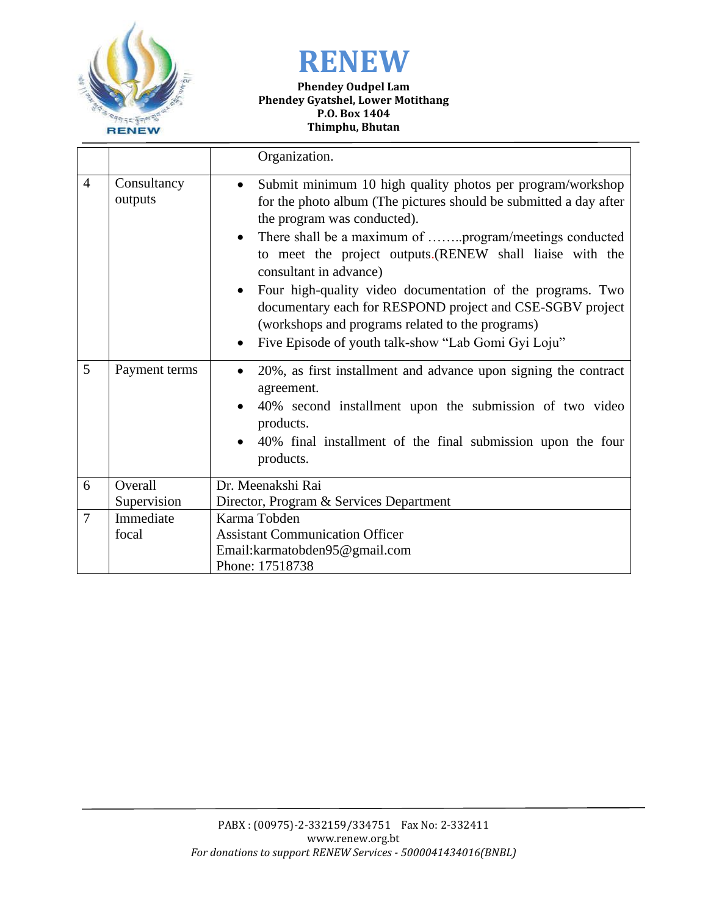# RENEW

**Phendey Oudpel Lam**
**Phendey Gyatshel, Lower Motithang**
**P.O. Box 1404**
**Thimphu, Bhutan**

| | | |
|---|---|---|
| | | Organization. |
| 4 | Consultancy outputs | • Submit minimum 10 high quality photos per program/workshop for the photo album (The pictures should be submitted a day after the program was conducted).<br>• There shall be a maximum of ……..program/meetings conducted to meet the project outputs.(RENEW shall liaise with the consultant in advance)<br>• Four high-quality video documentation of the programs. Two documentary each for RESPOND project and CSE-SGBV project (workshops and programs related to the programs)<br>• Five Episode of youth talk-show "Lab Gomi Gyi Loju" |
| 5 | Payment terms | • 20%, as first installment and advance upon signing the contract agreement.<br>• 40% second installment upon the submission of two video products.<br>• 40% final installment of the final submission upon the four products. |
| 6 | Overall Supervision | Dr. Meenakshi Rai<br>Director, Program & Services Department |
| 7 | Immediate focal | Karma Tobden<br>Assistant Communication Officer<br>Email:karmatobden95@gmail.com<br>Phone: 17518738 |

PABX : (00975)-2-332159/334751 Fax No: 2-332411
www.renew.org.bt
*For donations to support RENEW Services - 5000041434016(BNBL)*